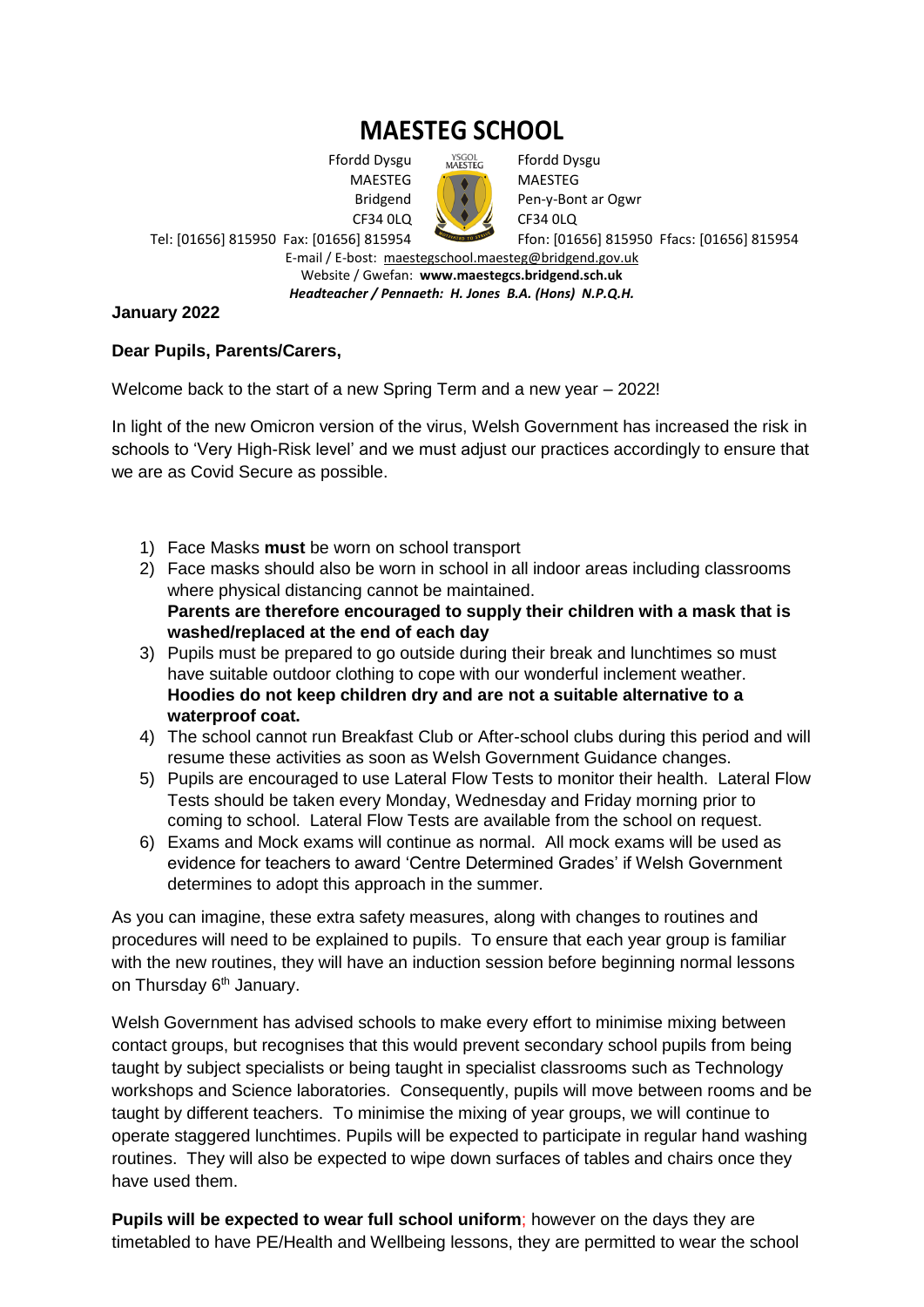# MAESTEG SCHOOL

Ffordd Dysgu
MAESTEG
Bridgend
CF34 0LQ
Tel: [01656] 815950 Fax: [01656] 815954

Ffordd Dysgu
MAESTEG
Pen-y-Bont ar Ogwr
CF34 0LQ
Ffon: [01656] 815950 Ffacs: [01656] 815954

E-mail / E-bost: maestegschool.maesteg@bridgend.gov.uk
Website / Gwefan: **www.maestegcs.bridgend.sch.uk**
***Headteacher / Pennaeth: H. Jones B.A. (Hons) N.P.Q.H.***

**January 2022**

**Dear Pupils, Parents/Carers,**

Welcome back to the start of a new Spring Term and a new year – 2022!

In light of the new Omicron version of the virus, Welsh Government has increased the risk in schools to 'Very High-Risk level' and we must adjust our practices accordingly to ensure that we are as Covid Secure as possible.

1) Face Masks **must** be worn on school transport
2) Face masks should also be worn in school in all indoor areas including classrooms where physical distancing cannot be maintained.
   **Parents are therefore encouraged to supply their children with a mask that is washed/replaced at the end of each day**
3) Pupils must be prepared to go outside during their break and lunchtimes so must have suitable outdoor clothing to cope with our wonderful inclement weather.
   **Hoodies do not keep children dry and are not a suitable alternative to a waterproof coat.**
4) The school cannot run Breakfast Club or After-school clubs during this period and will resume these activities as soon as Welsh Government Guidance changes.
5) Pupils are encouraged to use Lateral Flow Tests to monitor their health. Lateral Flow Tests should be taken every Monday, Wednesday and Friday morning prior to coming to school. Lateral Flow Tests are available from the school on request.
6) Exams and Mock exams will continue as normal. All mock exams will be used as evidence for teachers to award 'Centre Determined Grades' if Welsh Government determines to adopt this approach in the summer.

As you can imagine, these extra safety measures, along with changes to routines and procedures will need to be explained to pupils. To ensure that each year group is familiar with the new routines, they will have an induction session before beginning normal lessons on Thursday 6th January.

Welsh Government has advised schools to make every effort to minimise mixing between contact groups, but recognises that this would prevent secondary school pupils from being taught by subject specialists or being taught in specialist classrooms such as Technology workshops and Science laboratories. Consequently, pupils will move between rooms and be taught by different teachers. To minimise the mixing of year groups, we will continue to operate staggered lunchtimes. Pupils will be expected to participate in regular hand washing routines. They will also be expected to wipe down surfaces of tables and chairs once they have used them.

**Pupils will be expected to wear full school uniform**; however on the days they are timetabled to have PE/Health and Wellbeing lessons, they are permitted to wear the school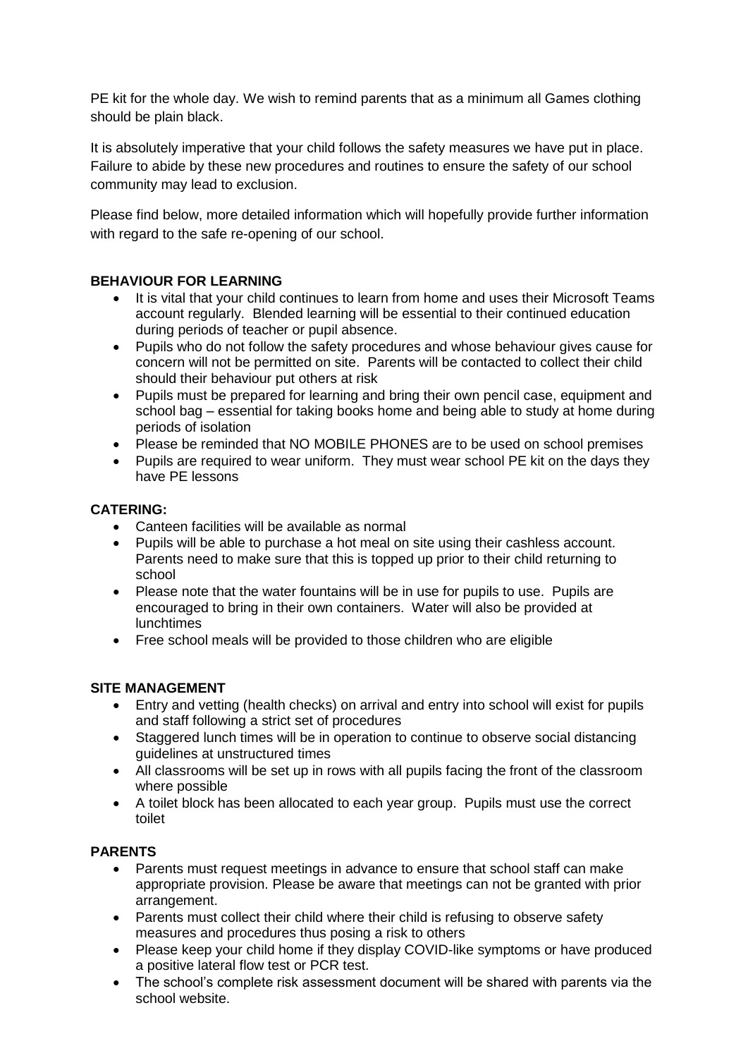PE kit for the whole day. We wish to remind parents that as a minimum all Games clothing should be plain black.

It is absolutely imperative that your child follows the safety measures we have put in place. Failure to abide by these new procedures and routines to ensure the safety of our school community may lead to exclusion.

Please find below, more detailed information which will hopefully provide further information with regard to the safe re-opening of our school.

**BEHAVIOUR FOR LEARNING**

- It is vital that your child continues to learn from home and uses their Microsoft Teams account regularly. Blended learning will be essential to their continued education during periods of teacher or pupil absence.
- Pupils who do not follow the safety procedures and whose behaviour gives cause for concern will not be permitted on site. Parents will be contacted to collect their child should their behaviour put others at risk
- Pupils must be prepared for learning and bring their own pencil case, equipment and school bag – essential for taking books home and being able to study at home during periods of isolation
- Please be reminded that NO MOBILE PHONES are to be used on school premises
- Pupils are required to wear uniform. They must wear school PE kit on the days they have PE lessons

**CATERING:**

- Canteen facilities will be available as normal
- Pupils will be able to purchase a hot meal on site using their cashless account. Parents need to make sure that this is topped up prior to their child returning to school
- Please note that the water fountains will be in use for pupils to use. Pupils are encouraged to bring in their own containers. Water will also be provided at lunchtimes
- Free school meals will be provided to those children who are eligible

**SITE MANAGEMENT**

- Entry and vetting (health checks) on arrival and entry into school will exist for pupils and staff following a strict set of procedures
- Staggered lunch times will be in operation to continue to observe social distancing guidelines at unstructured times
- All classrooms will be set up in rows with all pupils facing the front of the classroom where possible
- A toilet block has been allocated to each year group. Pupils must use the correct toilet

**PARENTS**

- Parents must request meetings in advance to ensure that school staff can make appropriate provision. Please be aware that meetings can not be granted with prior arrangement.
- Parents must collect their child where their child is refusing to observe safety measures and procedures thus posing a risk to others
- Please keep your child home if they display COVID-like symptoms or have produced a positive lateral flow test or PCR test.
- The school's complete risk assessment document will be shared with parents via the school website.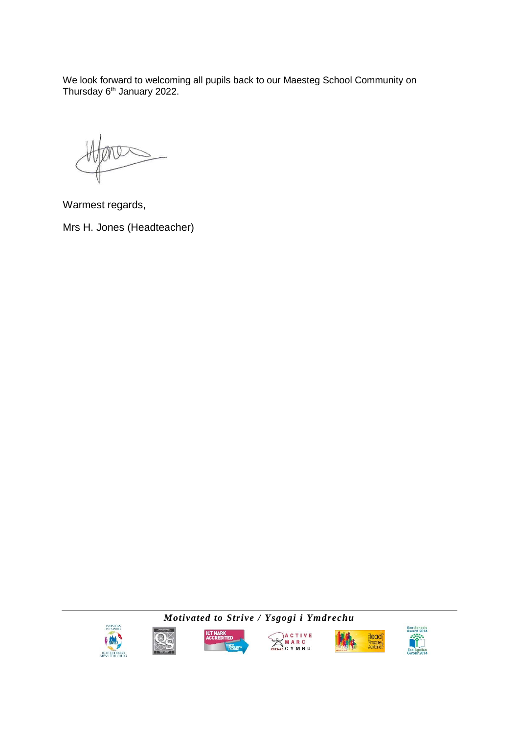We look forward to welcoming all pupils back to our Maesteg School Community on Thursday 6th January 2022.

Warmest regards,

Mrs H. Jones (Headteacher)

*Motivated to Strive / Ysgogi i Ymdrechu*